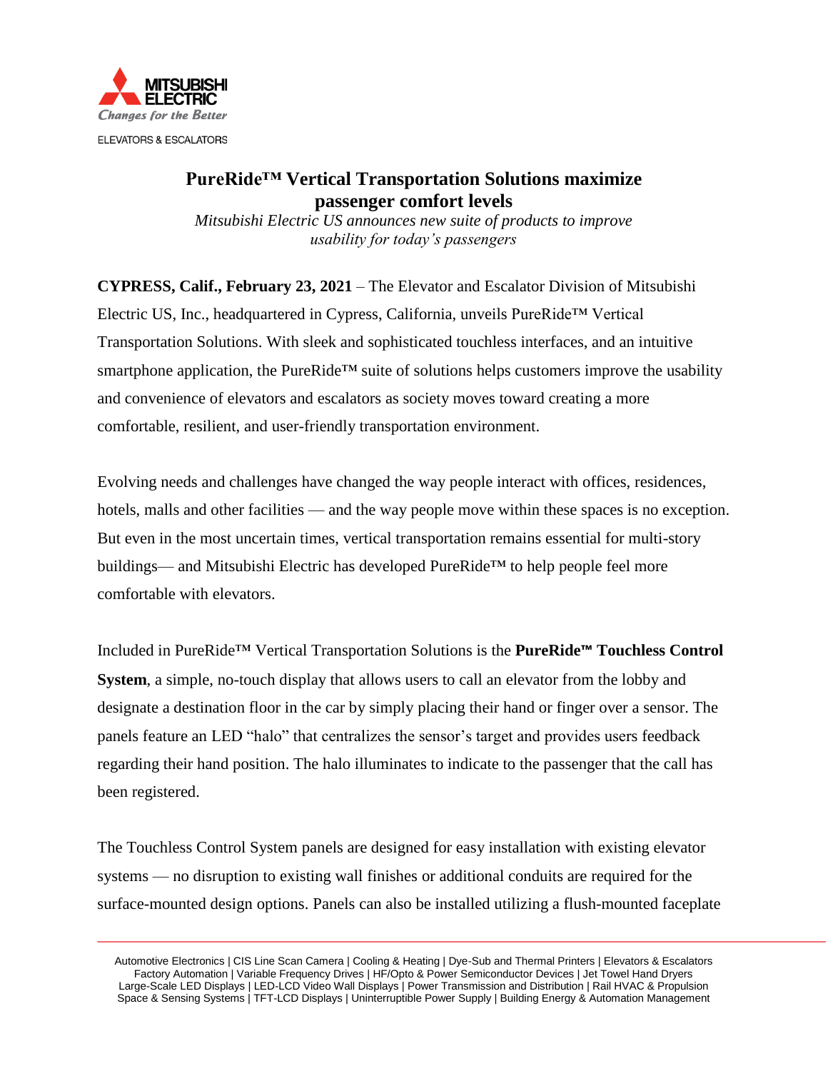MITSUBISHI ELECTRIC

*Changes for the Better*

ELEVATORS & ESCALATORS

# PureRide™ Vertical Transportation Solutions maximize passenger comfort levels

*Mitsubishi Electric US announces new suite of products to improve usability for today's passengers*

**CYPRESS, Calif., February 23, 2021** – The Elevator and Escalator Division of Mitsubishi Electric US, Inc., headquartered in Cypress, California, unveils PureRide™ Vertical Transportation Solutions. With sleek and sophisticated touchless interfaces, and an intuitive smartphone application, the PureRide™ suite of solutions helps customers improve the usability and convenience of elevators and escalators as society moves toward creating a more comfortable, resilient, and user-friendly transportation environment.

Evolving needs and challenges have changed the way people interact with offices, residences, hotels, malls and other facilities — and the way people move within these spaces is no exception. But even in the most uncertain times, vertical transportation remains essential for multi-story buildings— and Mitsubishi Electric has developed PureRide™ to help people feel more comfortable with elevators.

Included in PureRide™ Vertical Transportation Solutions is the **PureRide™ Touchless Control System**, a simple, no-touch display that allows users to call an elevator from the lobby and designate a destination floor in the car by simply placing their hand or finger over a sensor. The panels feature an LED "halo" that centralizes the sensor's target and provides users feedback regarding their hand position. The halo illuminates to indicate to the passenger that the call has been registered.

The Touchless Control System panels are designed for easy installation with existing elevator systems — no disruption to existing wall finishes or additional conduits are required for the surface-mounted design options. Panels can also be installed utilizing a flush-mounted faceplate

Automotive Electronics | CIS Line Scan Camera | Cooling & Heating | Dye-Sub and Thermal Printers | Elevators & Escalators
Factory Automation | Variable Frequency Drives | HF/Opto & Power Semiconductor Devices | Jet Towel Hand Dryers
Large-Scale LED Displays | LED-LCD Video Wall Displays | Power Transmission and Distribution | Rail HVAC & Propulsion
Space & Sensing Systems | TFT-LCD Displays | Uninterruptible Power Supply | Building Energy & Automation Management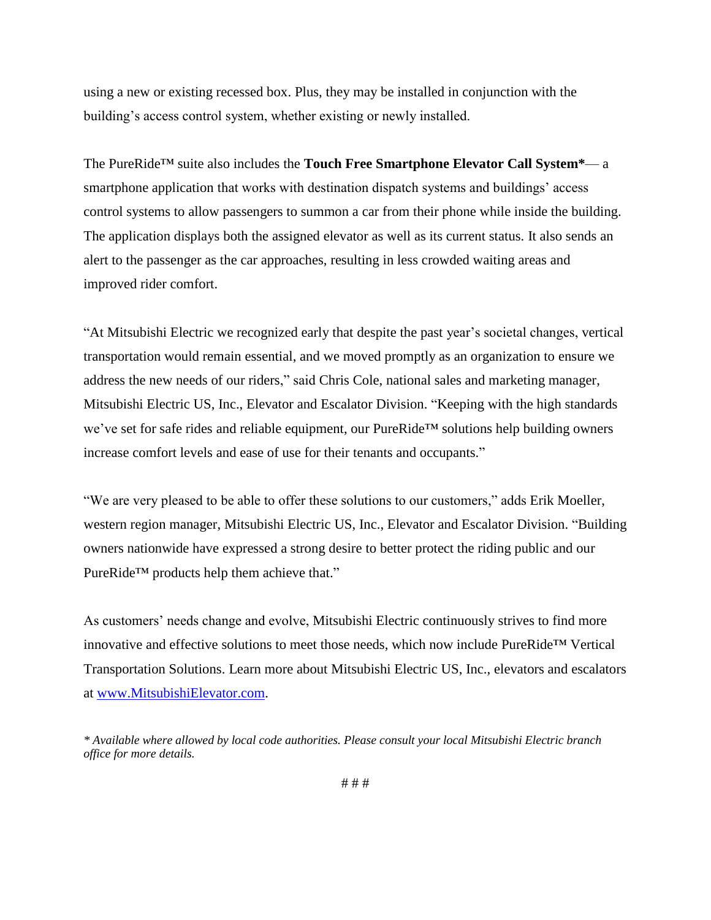using a new or existing recessed box. Plus, they may be installed in conjunction with the building's access control system, whether existing or newly installed.

The PureRide™ suite also includes the **Touch Free Smartphone Elevator Call System\***— a smartphone application that works with destination dispatch systems and buildings' access control systems to allow passengers to summon a car from their phone while inside the building. The application displays both the assigned elevator as well as its current status. It also sends an alert to the passenger as the car approaches, resulting in less crowded waiting areas and improved rider comfort.

"At Mitsubishi Electric we recognized early that despite the past year's societal changes, vertical transportation would remain essential, and we moved promptly as an organization to ensure we address the new needs of our riders," said Chris Cole, national sales and marketing manager, Mitsubishi Electric US, Inc., Elevator and Escalator Division. "Keeping with the high standards we've set for safe rides and reliable equipment, our PureRide™ solutions help building owners increase comfort levels and ease of use for their tenants and occupants."

"We are very pleased to be able to offer these solutions to our customers," adds Erik Moeller, western region manager, Mitsubishi Electric US, Inc., Elevator and Escalator Division. "Building owners nationwide have expressed a strong desire to better protect the riding public and our PureRide™ products help them achieve that."

As customers' needs change and evolve, Mitsubishi Electric continuously strives to find more innovative and effective solutions to meet those needs, which now include PureRide™ Vertical Transportation Solutions. Learn more about Mitsubishi Electric US, Inc., elevators and escalators at [www.MitsubishiElevator.com](http://www.MitsubishiElevator.com).

*\* Available where allowed by local code authorities. Please consult your local Mitsubishi Electric branch office for more details.*

# # #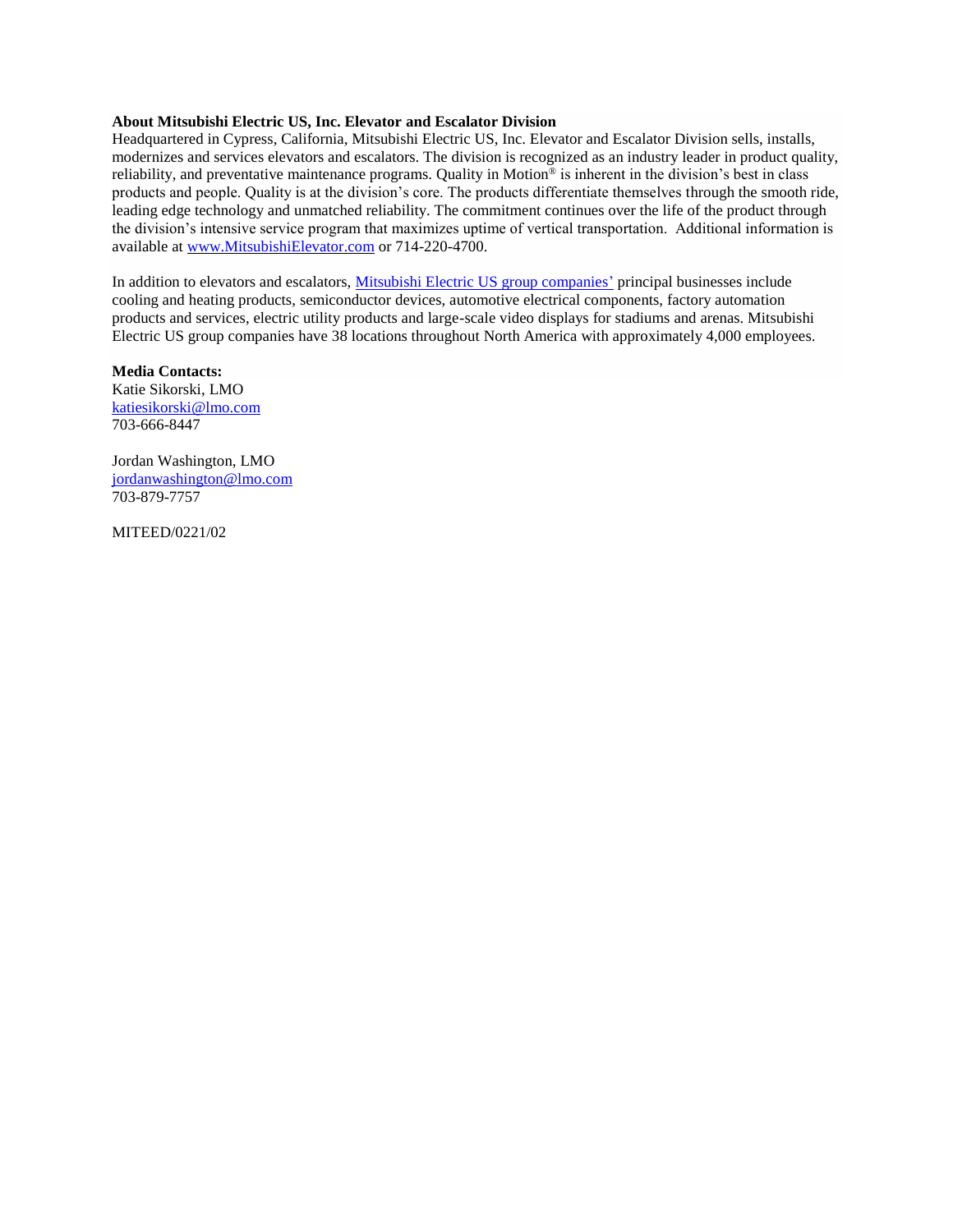**About Mitsubishi Electric US, Inc. Elevator and Escalator Division**
Headquartered in Cypress, California, Mitsubishi Electric US, Inc. Elevator and Escalator Division sells, installs, modernizes and services elevators and escalators. The division is recognized as an industry leader in product quality, reliability, and preventative maintenance programs. Quality in Motion® is inherent in the division's best in class products and people. Quality is at the division's core. The products differentiate themselves through the smooth ride, leading edge technology and unmatched reliability. The commitment continues over the life of the product through the division's intensive service program that maximizes uptime of vertical transportation. Additional information is available at www.MitsubishiElevator.com or 714-220-4700.

In addition to elevators and escalators, Mitsubishi Electric US group companies' principal businesses include cooling and heating products, semiconductor devices, automotive electrical components, factory automation products and services, electric utility products and large-scale video displays for stadiums and arenas. Mitsubishi Electric US group companies have 38 locations throughout North America with approximately 4,000 employees.

**Media Contacts:**
Katie Sikorski, LMO
katiesikorski@lmo.com
703-666-8447

Jordan Washington, LMO
jordanwashington@lmo.com
703-879-7757

MITEED/0221/02